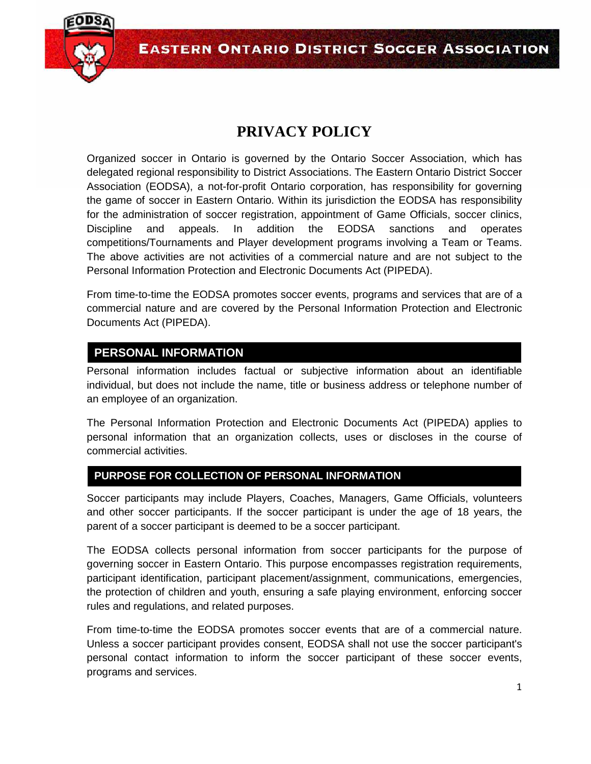EASTERN ONTARIO DISTRICT SOCCER ASSOCIATION

# PRIVACY POLICY

Organized soccer in Ontario is governed by the Ontario Soccer Association, which has delegated regional responsibility to District Associations. The Eastern Ontario District Soccer Association (EODSA), a not-for-profit Ontario corporation, has responsibility for governing the game of soccer in Eastern Ontario. Within its jurisdiction the EODSA has responsibility for the administration of soccer registration, appointment of Game Officials, soccer clinics, Discipline and appeals. In addition the EODSA sanctions and operates competitions/Tournaments and Player development programs involving a Team or Teams. The above activities are not activities of a commercial nature and are not subject to the Personal Information Protection and Electronic Documents Act (PIPEDA).

From time-to-time the EODSA promotes soccer events, programs and services that are of a commercial nature and are covered by the Personal Information Protection and Electronic Documents Act (PIPEDA).

## PERSONAL INFORMATION

Personal information includes factual or subjective information about an identifiable individual, but does not include the name, title or business address or telephone number of an employee of an organization.

The Personal Information Protection and Electronic Documents Act (PIPEDA) applies to personal information that an organization collects, uses or discloses in the course of commercial activities.

## PURPOSE FOR COLLECTION OF PERSONAL INFORMATION

Soccer participants may include Players, Coaches, Managers, Game Officials, volunteers and other soccer participants. If the soccer participant is under the age of 18 years, the parent of a soccer participant is deemed to be a soccer participant.

The EODSA collects personal information from soccer participants for the purpose of governing soccer in Eastern Ontario. This purpose encompasses registration requirements, participant identification, participant placement/assignment, communications, emergencies, the protection of children and youth, ensuring a safe playing environment, enforcing soccer rules and regulations, and related purposes.

From time-to-time the EODSA promotes soccer events that are of a commercial nature. Unless a soccer participant provides consent, EODSA shall not use the soccer participant's personal contact information to inform the soccer participant of these soccer events, programs and services.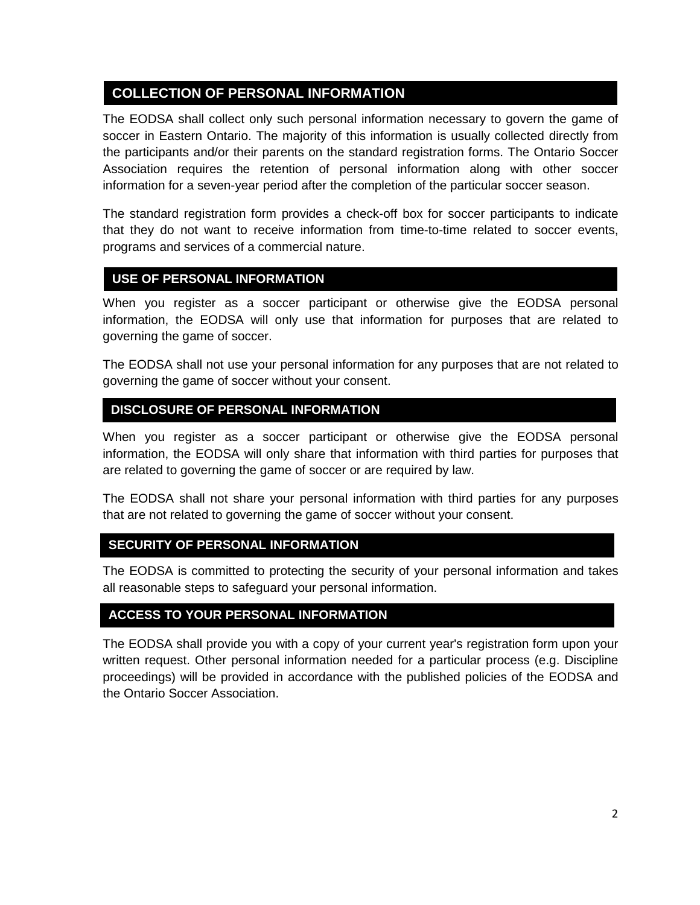## COLLECTION OF PERSONAL INFORMATION

The EODSA shall collect only such personal information necessary to govern the game of soccer in Eastern Ontario. The majority of this information is usually collected directly from the participants and/or their parents on the standard registration forms. The Ontario Soccer Association requires the retention of personal information along with other soccer information for a seven-year period after the completion of the particular soccer season.

The standard registration form provides a check-off box for soccer participants to indicate that they do not want to receive information from time-to-time related to soccer events, programs and services of a commercial nature.

## USE OF PERSONAL INFORMATION

When you register as a soccer participant or otherwise give the EODSA personal information, the EODSA will only use that information for purposes that are related to governing the game of soccer.

The EODSA shall not use your personal information for any purposes that are not related to governing the game of soccer without your consent.

## DISCLOSURE OF PERSONAL INFORMATION

When you register as a soccer participant or otherwise give the EODSA personal information, the EODSA will only share that information with third parties for purposes that are related to governing the game of soccer or are required by law.

The EODSA shall not share your personal information with third parties for any purposes that are not related to governing the game of soccer without your consent.

## SECURITY OF PERSONAL INFORMATION

The EODSA is committed to protecting the security of your personal information and takes all reasonable steps to safeguard your personal information.

## ACCESS TO YOUR PERSONAL INFORMATION

The EODSA shall provide you with a copy of your current year's registration form upon your written request. Other personal information needed for a particular process (e.g. Discipline proceedings) will be provided in accordance with the published policies of the EODSA and the Ontario Soccer Association.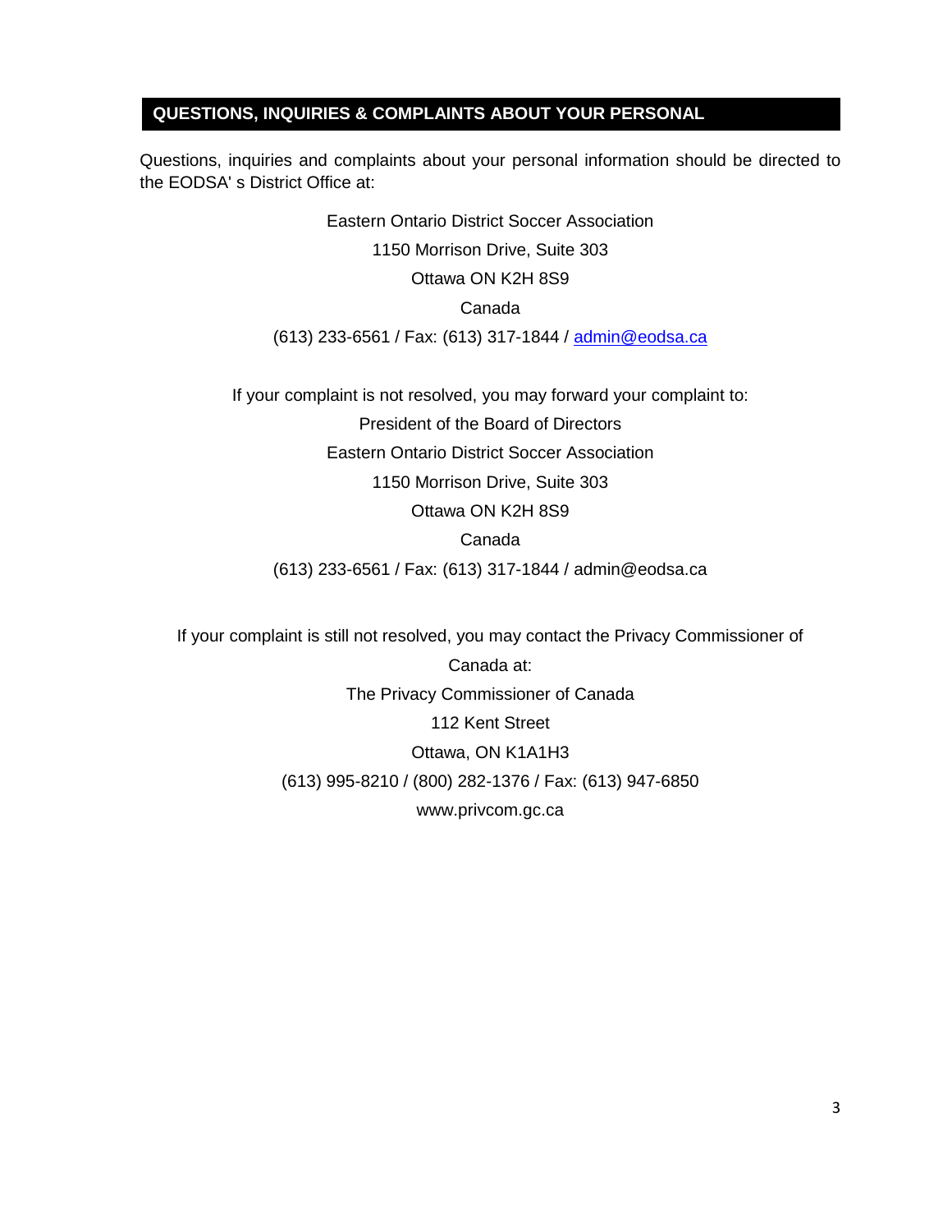## QUESTIONS, INQUIRIES & COMPLAINTS ABOUT YOUR PERSONAL

Questions, inquiries and complaints about your personal information should be directed to the EODSA' s District Office at:

Eastern Ontario District Soccer Association  
1150 Morrison Drive, Suite 303  
Ottawa ON K2H 8S9  
Canada  
(613) 233-6561 / Fax: (613) 317-1844 / admin@eodsa.ca

If your complaint is not resolved, you may forward your complaint to:  
President of the Board of Directors  
Eastern Ontario District Soccer Association  
1150 Morrison Drive, Suite 303  
Ottawa ON K2H 8S9  
Canada  
(613) 233-6561 / Fax: (613) 317-1844 / admin@eodsa.ca

If your complaint is still not resolved, you may contact the Privacy Commissioner of Canada at:  
The Privacy Commissioner of Canada  
112 Kent Street  
Ottawa, ON K1A1H3  
(613) 995-8210 / (800) 282-1376 / Fax: (613) 947-6850  
www.privcom.gc.ca